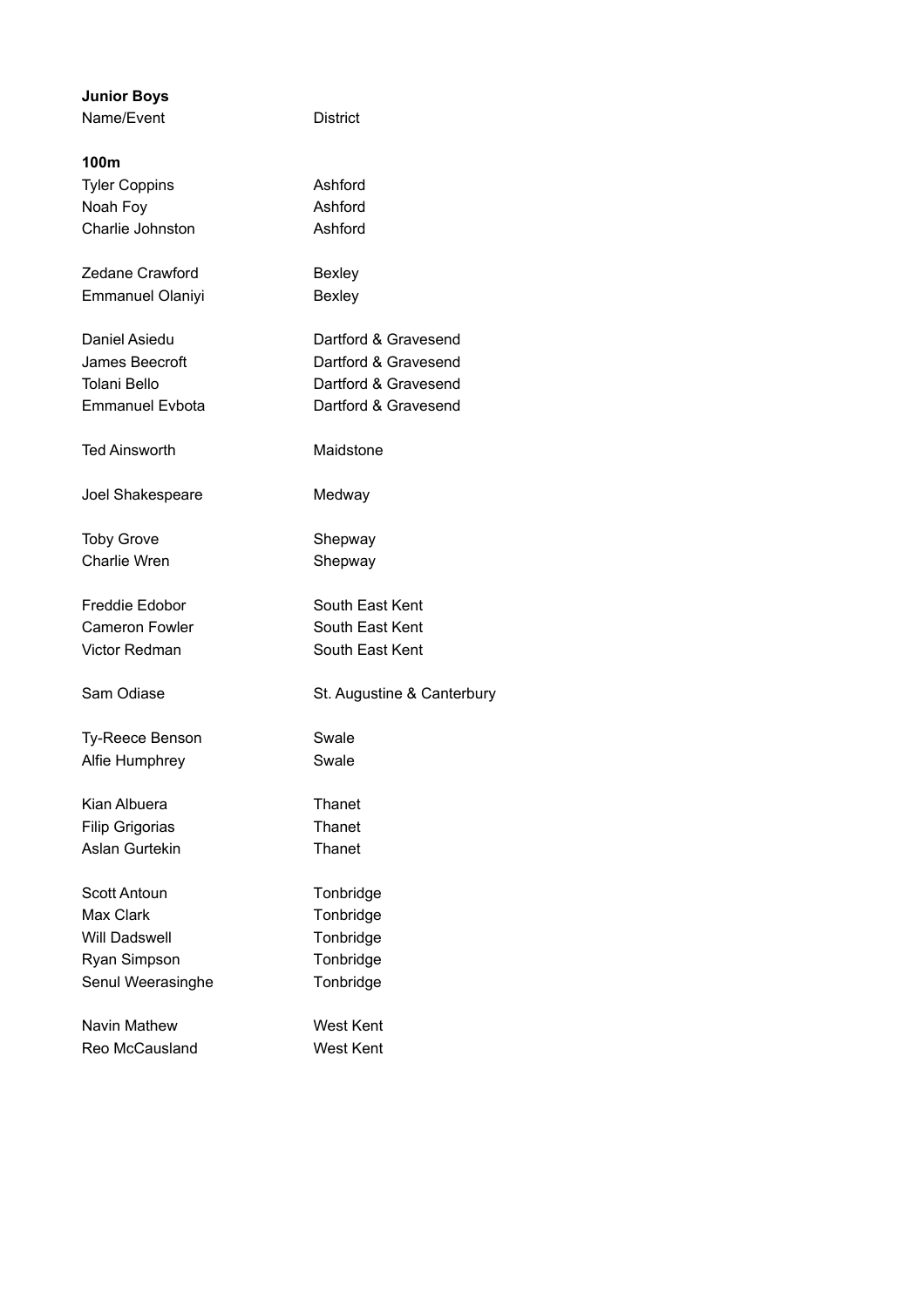**Junior Boys**

| Name/Event | District |
|---|---|
| **100m** | |
| Tyler Coppins | Ashford |
| Noah Foy | Ashford |
| Charlie Johnston | Ashford |
| | |
| Zedane Crawford | Bexley |
| Emmanuel Olaniyi | Bexley |
| | |
| Daniel Asiedu | Dartford & Gravesend |
| James Beecroft | Dartford & Gravesend |
| Tolani Bello | Dartford & Gravesend |
| Emmanuel Evbota | Dartford & Gravesend |
| | |
| Ted Ainsworth | Maidstone |
| | |
| Joel Shakespeare | Medway |
| | |
| Toby Grove | Shepway |
| Charlie Wren | Shepway |
| | |
| Freddie Edobor | South East Kent |
| Cameron Fowler | South East Kent |
| Victor Redman | South East Kent |
| | |
| Sam Odiase | St. Augustine & Canterbury |
| | |
| Ty-Reece Benson | Swale |
| Alfie Humphrey | Swale |
| | |
| Kian Albuera | Thanet |
| Filip Grigorias | Thanet |
| Aslan Gurtekin | Thanet |
| | |
| Scott Antoun | Tonbridge |
| Max Clark | Tonbridge |
| Will Dadswell | Tonbridge |
| Ryan Simpson | Tonbridge |
| Senul Weerasinghe | Tonbridge |
| | |
| Navin Mathew | West Kent |
| Reo McCausland | West Kent |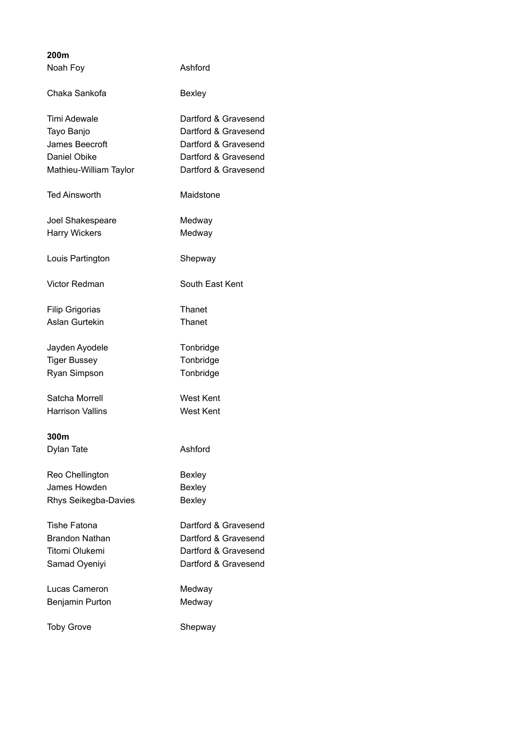**200m**

| | |
|---|---|
| Noah Foy | Ashford |
| | |
| Chaka Sankofa | Bexley |
| | |
| Timi Adewale | Dartford & Gravesend |
| Tayo Banjo | Dartford & Gravesend |
| James Beecroft | Dartford & Gravesend |
| Daniel Obike | Dartford & Gravesend |
| Mathieu-William Taylor | Dartford & Gravesend |
| | |
| Ted Ainsworth | Maidstone |
| | |
| Joel Shakespeare | Medway |
| Harry Wickers | Medway |
| | |
| Louis Partington | Shepway |
| | |
| Victor Redman | South East Kent |
| | |
| Filip Grigorias | Thanet |
| Aslan Gurtekin | Thanet |
| | |
| Jayden Ayodele | Tonbridge |
| Tiger Bussey | Tonbridge |
| Ryan Simpson | Tonbridge |
| | |
| Satcha Morrell | West Kent |
| Harrison Vallins | West Kent |

**300m**

| | |
|---|---|
| Dylan Tate | Ashford |
| | |
| Reo Chellington | Bexley |
| James Howden | Bexley |
| Rhys Seikegba-Davies | Bexley |
| | |
| Tishe Fatona | Dartford & Gravesend |
| Brandon Nathan | Dartford & Gravesend |
| Titomi Olukemi | Dartford & Gravesend |
| Samad Oyeniyi | Dartford & Gravesend |
| | |
| Lucas Cameron | Medway |
| Benjamin Purton | Medway |
| | |
| Toby Grove | Shepway |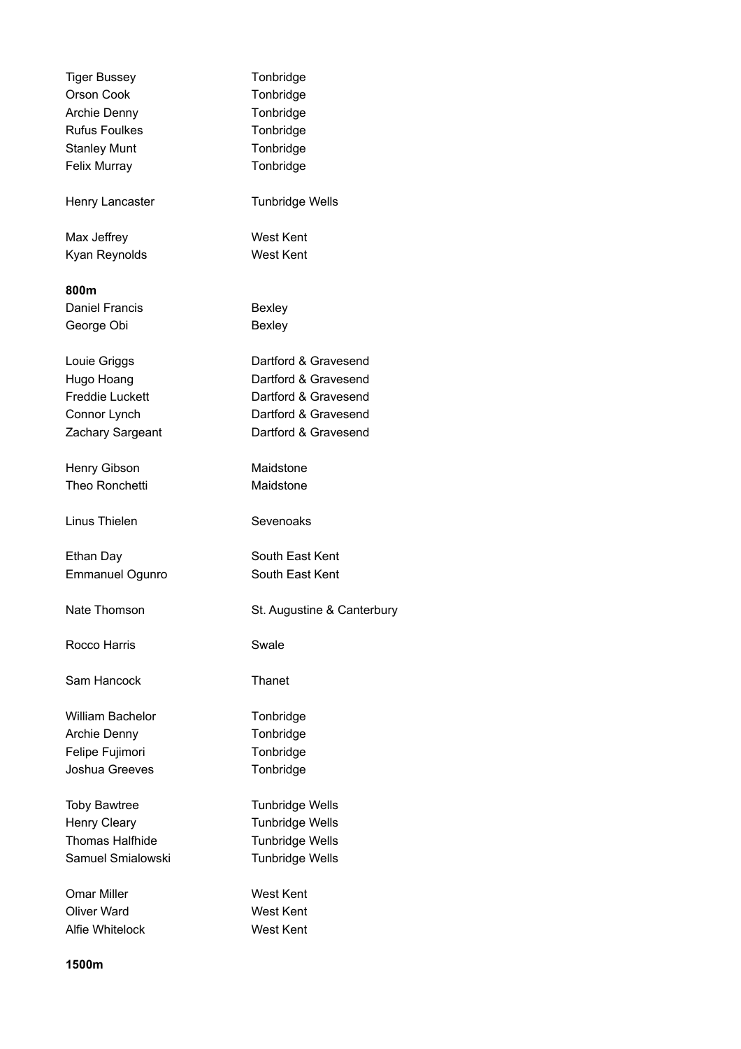| | |
|---|---|
| Tiger Bussey | Tonbridge |
| Orson Cook | Tonbridge |
| Archie Denny | Tonbridge |
| Rufus Foulkes | Tonbridge |
| Stanley Munt | Tonbridge |
| Felix Murray | Tonbridge |
| | |
| Henry Lancaster | Tunbridge Wells |
| | |
| Max Jeffrey | West Kent |
| Kyan Reynolds | West Kent |

**800m**

| | |
|---|---|
| Daniel Francis | Bexley |
| George Obi | Bexley |
| | |
| Louie Griggs | Dartford & Gravesend |
| Hugo Hoang | Dartford & Gravesend |
| Freddie Luckett | Dartford & Gravesend |
| Connor Lynch | Dartford & Gravesend |
| Zachary Sargeant | Dartford & Gravesend |
| | |
| Henry Gibson | Maidstone |
| Theo Ronchetti | Maidstone |
| | |
| Linus Thielen | Sevenoaks |
| | |
| Ethan Day | South East Kent |
| Emmanuel Ogunro | South East Kent |
| | |
| Nate Thomson | St. Augustine & Canterbury |
| | |
| Rocco Harris | Swale |
| | |
| Sam Hancock | Thanet |
| | |
| William Bachelor | Tonbridge |
| Archie Denny | Tonbridge |
| Felipe Fujimori | Tonbridge |
| Joshua Greeves | Tonbridge |
| | |
| Toby Bawtree | Tunbridge Wells |
| Henry Cleary | Tunbridge Wells |
| Thomas Halfhide | Tunbridge Wells |
| Samuel Smialowski | Tunbridge Wells |
| | |
| Omar Miller | West Kent |
| Oliver Ward | West Kent |
| Alfie Whitelock | West Kent |

**1500m**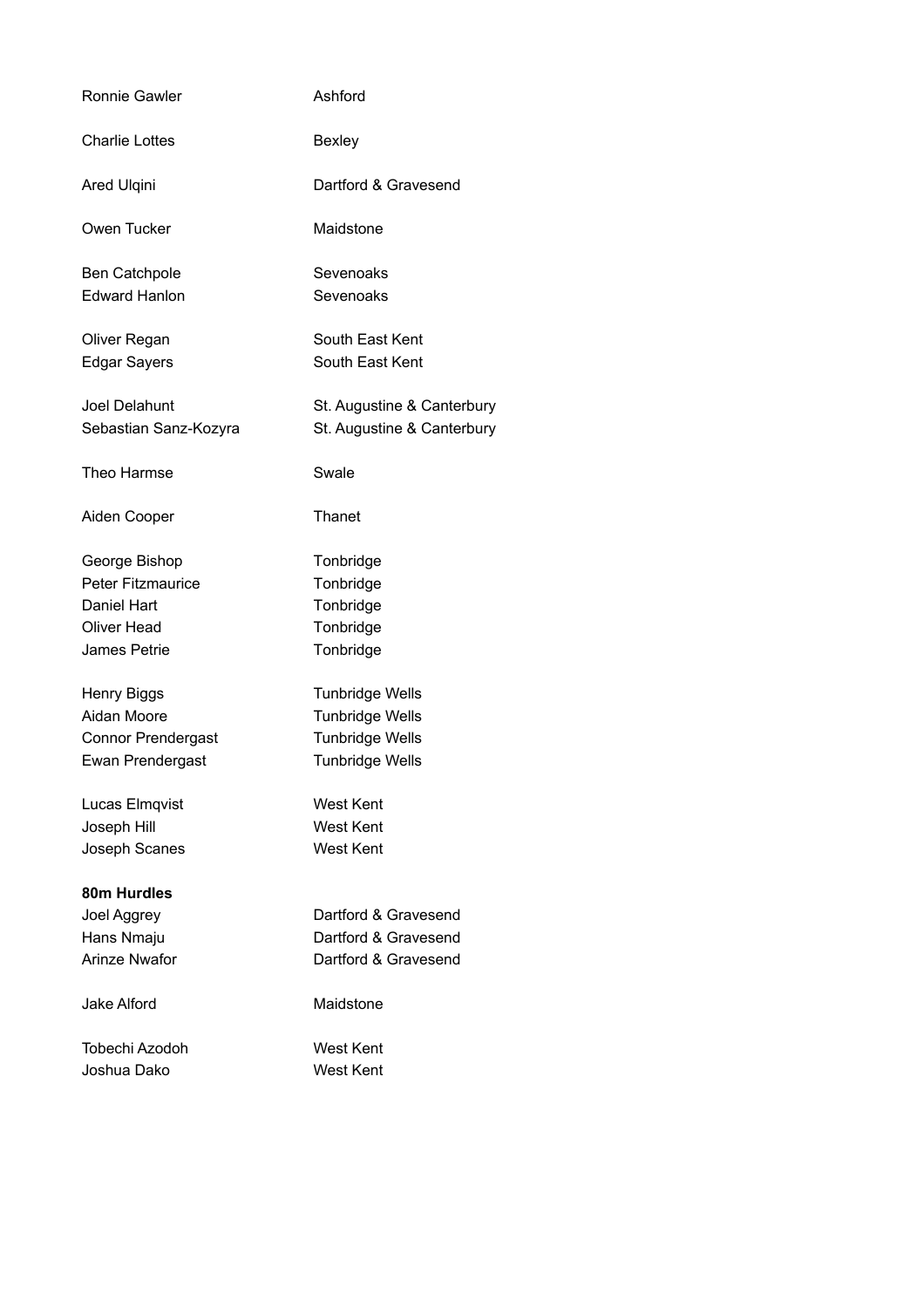| | |
|---|---|
| Ronnie Gawler | Ashford |
| Charlie Lottes | Bexley |
| Ared Ulqini | Dartford & Gravesend |
| Owen Tucker | Maidstone |
| Ben Catchpole | Sevenoaks |
| Edward Hanlon | Sevenoaks |
| Oliver Regan | South East Kent |
| Edgar Sayers | South East Kent |
| Joel Delahunt | St. Augustine & Canterbury |
| Sebastian Sanz-Kozyra | St. Augustine & Canterbury |
| Theo Harmse | Swale |
| Aiden Cooper | Thanet |
| George Bishop | Tonbridge |
| Peter Fitzmaurice | Tonbridge |
| Daniel Hart | Tonbridge |
| Oliver Head | Tonbridge |
| James Petrie | Tonbridge |
| Henry Biggs | Tunbridge Wells |
| Aidan Moore | Tunbridge Wells |
| Connor Prendergast | Tunbridge Wells |
| Ewan Prendergast | Tunbridge Wells |
| Lucas Elmqvist | West Kent |
| Joseph Hill | West Kent |
| Joseph Scanes | West Kent |

**80m Hurdles**

| | |
|---|---|
| Joel Aggrey | Dartford & Gravesend |
| Hans Nmaju | Dartford & Gravesend |
| Arinze Nwafor | Dartford & Gravesend |
| Jake Alford | Maidstone |
| Tobechi Azodoh | West Kent |
| Joshua Dako | West Kent |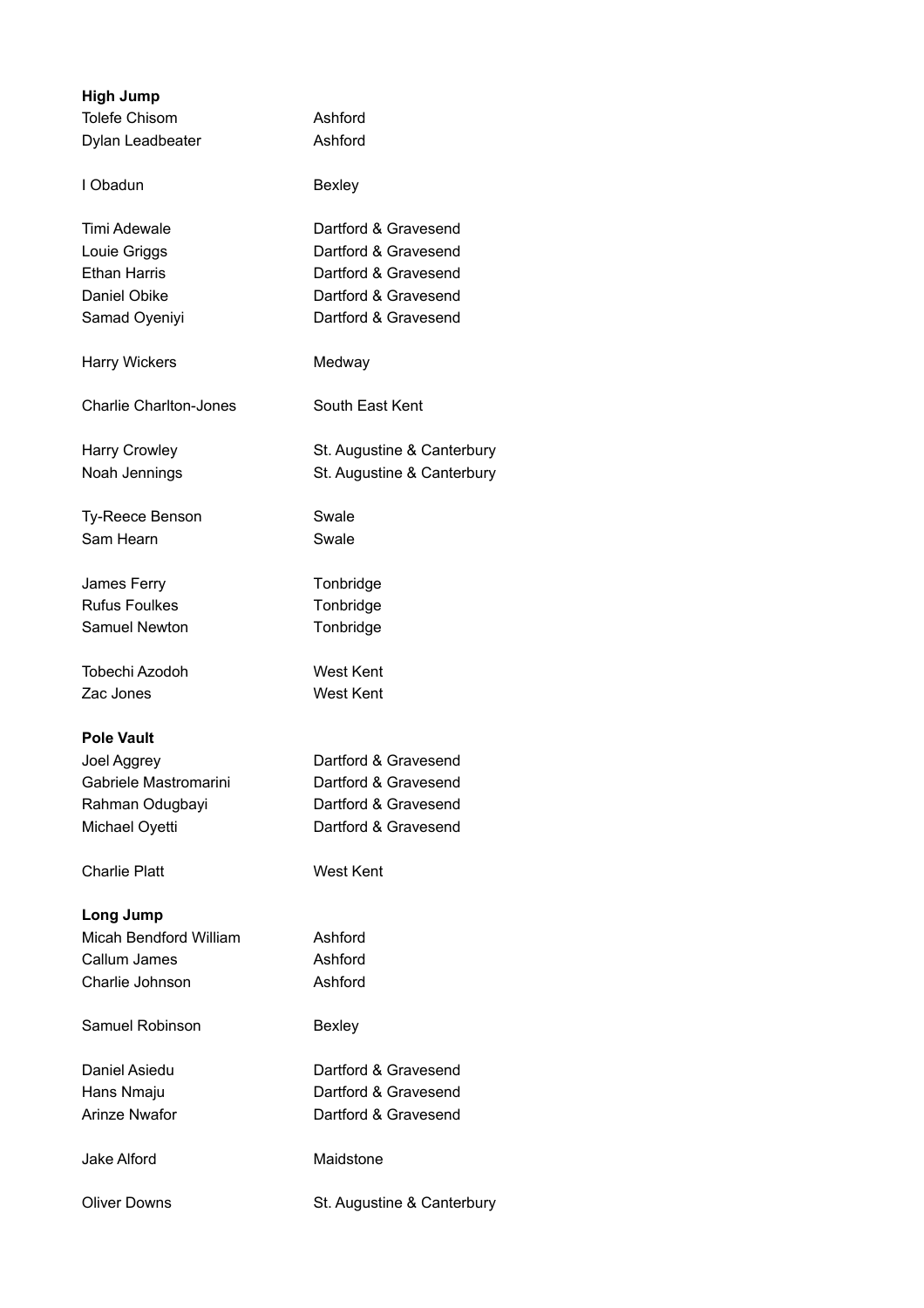**High Jump**

| | |
|---|---|
| Tolefe Chisom | Ashford |
| Dylan Leadbeater | Ashford |
| | |
| I Obadun | Bexley |
| | |
| Timi Adewale | Dartford & Gravesend |
| Louie Griggs | Dartford & Gravesend |
| Ethan Harris | Dartford & Gravesend |
| Daniel Obike | Dartford & Gravesend |
| Samad Oyeniyi | Dartford & Gravesend |
| | |
| Harry Wickers | Medway |
| | |
| Charlie Charlton-Jones | South East Kent |
| | |
| Harry Crowley | St. Augustine & Canterbury |
| Noah Jennings | St. Augustine & Canterbury |
| | |
| Ty-Reece Benson | Swale |
| Sam Hearn | Swale |
| | |
| James Ferry | Tonbridge |
| Rufus Foulkes | Tonbridge |
| Samuel Newton | Tonbridge |
| | |
| Tobechi Azodoh | West Kent |
| Zac Jones | West Kent |

**Pole Vault**

| | |
|---|---|
| Joel Aggrey | Dartford & Gravesend |
| Gabriele Mastromarini | Dartford & Gravesend |
| Rahman Odugbayi | Dartford & Gravesend |
| Michael Oyetti | Dartford & Gravesend |
| | |
| Charlie Platt | West Kent |

**Long Jump**

| | |
|---|---|
| Micah Bendford William | Ashford |
| Callum James | Ashford |
| Charlie Johnson | Ashford |
| | |
| Samuel Robinson | Bexley |
| | |
| Daniel Asiedu | Dartford & Gravesend |
| Hans Nmaju | Dartford & Gravesend |
| Arinze Nwafor | Dartford & Gravesend |
| | |
| Jake Alford | Maidstone |
| | |
| Oliver Downs | St. Augustine & Canterbury |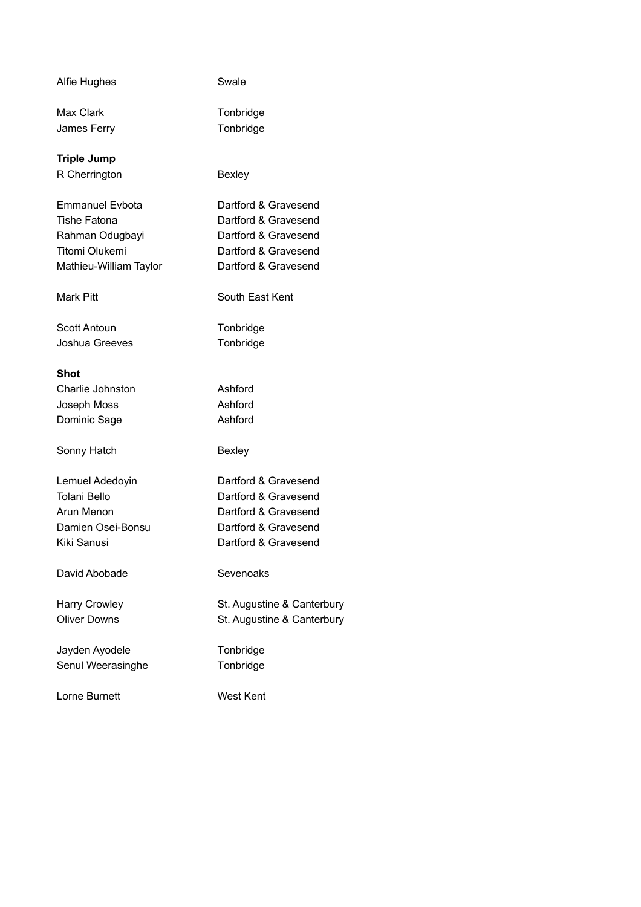| | |
|---|---|
| Alfie Hughes | Swale |
| | |
| Max Clark | Tonbridge |
| James Ferry | Tonbridge |

**Triple Jump**

| | |
|---|---|
| R Cherrington | Bexley |
| | |
| Emmanuel Evbota | Dartford & Gravesend |
| Tishe Fatona | Dartford & Gravesend |
| Rahman Odugbayi | Dartford & Gravesend |
| Titomi Olukemi | Dartford & Gravesend |
| Mathieu-William Taylor | Dartford & Gravesend |
| | |
| Mark Pitt | South East Kent |
| | |
| Scott Antoun | Tonbridge |
| Joshua Greeves | Tonbridge |

**Shot**

| | |
|---|---|
| Charlie Johnston | Ashford |
| Joseph Moss | Ashford |
| Dominic Sage | Ashford |
| | |
| Sonny Hatch | Bexley |
| | |
| Lemuel Adedoyin | Dartford & Gravesend |
| Tolani Bello | Dartford & Gravesend |
| Arun Menon | Dartford & Gravesend |
| Damien Osei-Bonsu | Dartford & Gravesend |
| Kiki Sanusi | Dartford & Gravesend |
| | |
| David Abobade | Sevenoaks |
| | |
| Harry Crowley | St. Augustine & Canterbury |
| Oliver Downs | St. Augustine & Canterbury |
| | |
| Jayden Ayodele | Tonbridge |
| Senul Weerasinghe | Tonbridge |
| | |
| Lorne Burnett | West Kent |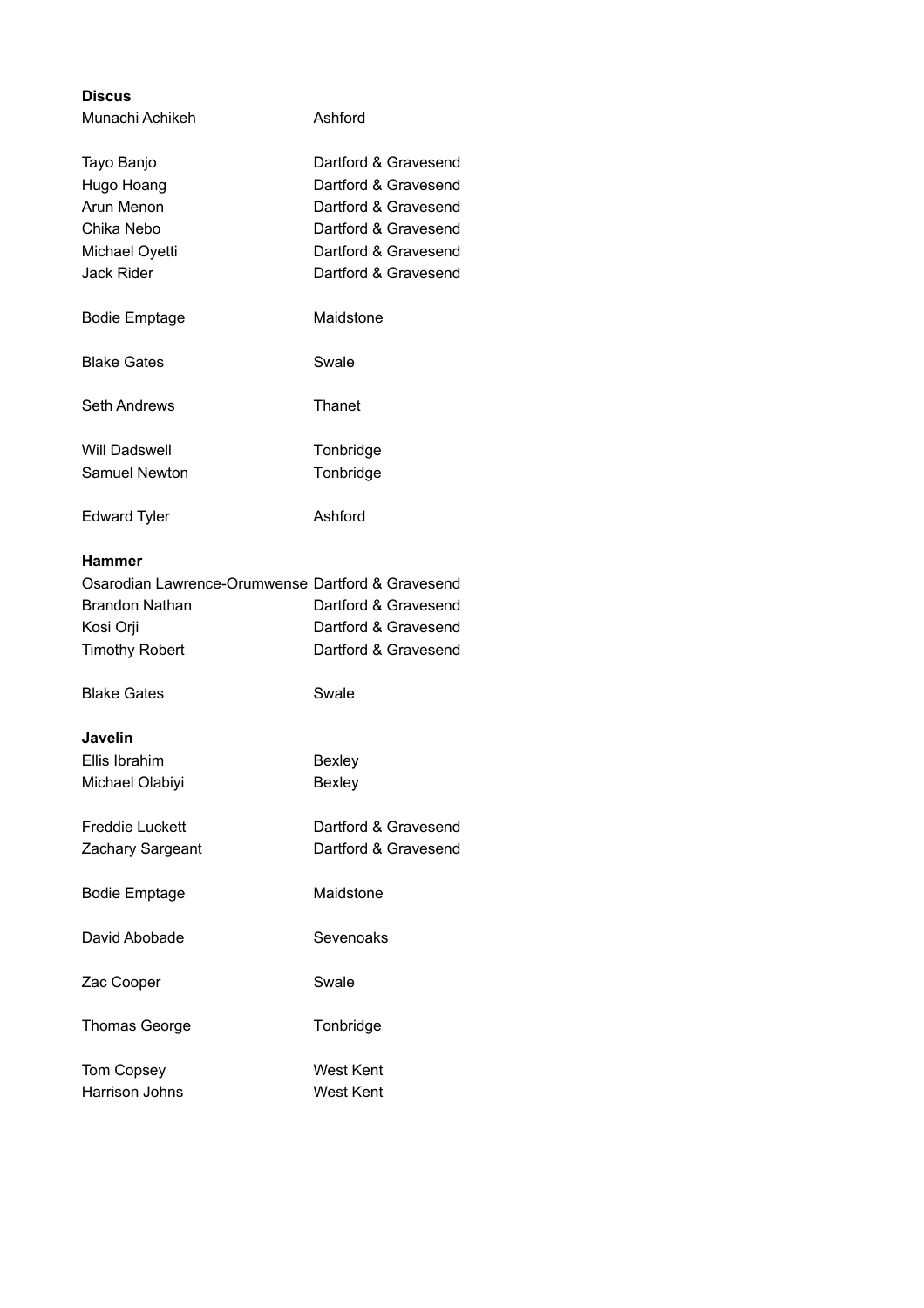**Discus**

| | |
|---|---|
| Munachi Achikeh | Ashford |
| | |
| Tayo Banjo | Dartford & Gravesend |
| Hugo Hoang | Dartford & Gravesend |
| Arun Menon | Dartford & Gravesend |
| Chika Nebo | Dartford & Gravesend |
| Michael Oyetti | Dartford & Gravesend |
| Jack Rider | Dartford & Gravesend |
| | |
| Bodie Emptage | Maidstone |
| | |
| Blake Gates | Swale |
| | |
| Seth Andrews | Thanet |
| | |
| Will Dadswell | Tonbridge |
| Samuel Newton | Tonbridge |
| | |
| Edward Tyler | Ashford |

**Hammer**

| | |
|---|---|
| Osarodian Lawrence-Orumwense | Dartford & Gravesend |
| Brandon Nathan | Dartford & Gravesend |
| Kosi Orji | Dartford & Gravesend |
| Timothy Robert | Dartford & Gravesend |
| | |
| Blake Gates | Swale |

**Javelin**

| | |
|---|---|
| Ellis Ibrahim | Bexley |
| Michael Olabiyi | Bexley |
| | |
| Freddie Luckett | Dartford & Gravesend |
| Zachary Sargeant | Dartford & Gravesend |
| | |
| Bodie Emptage | Maidstone |
| | |
| David Abobade | Sevenoaks |
| | |
| Zac Cooper | Swale |
| | |
| Thomas George | Tonbridge |
| | |
| Tom Copsey | West Kent |
| Harrison Johns | West Kent |